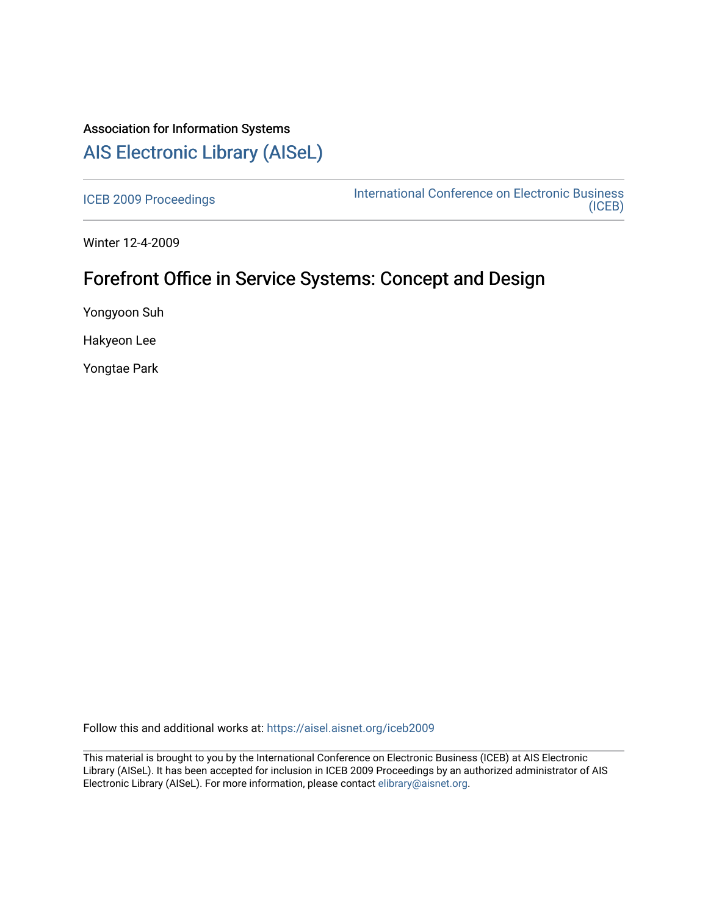Association for Information Systems

# AIS Electronic Library (AISeL)

ICEB 2009 Proceedings

International Conference on Electronic Business (ICEB)

Winter 12-4-2009

## Forefront Office in Service Systems: Concept and Design

Yongyoon Suh

Hakyeon Lee

Yongtae Park

Follow this and additional works at: https://aisel.aisnet.org/iceb2009

This material is brought to you by the International Conference on Electronic Business (ICEB) at AIS Electronic Library (AISeL). It has been accepted for inclusion in ICEB 2009 Proceedings by an authorized administrator of AIS Electronic Library (AISeL). For more information, please contact elibrary@aisnet.org.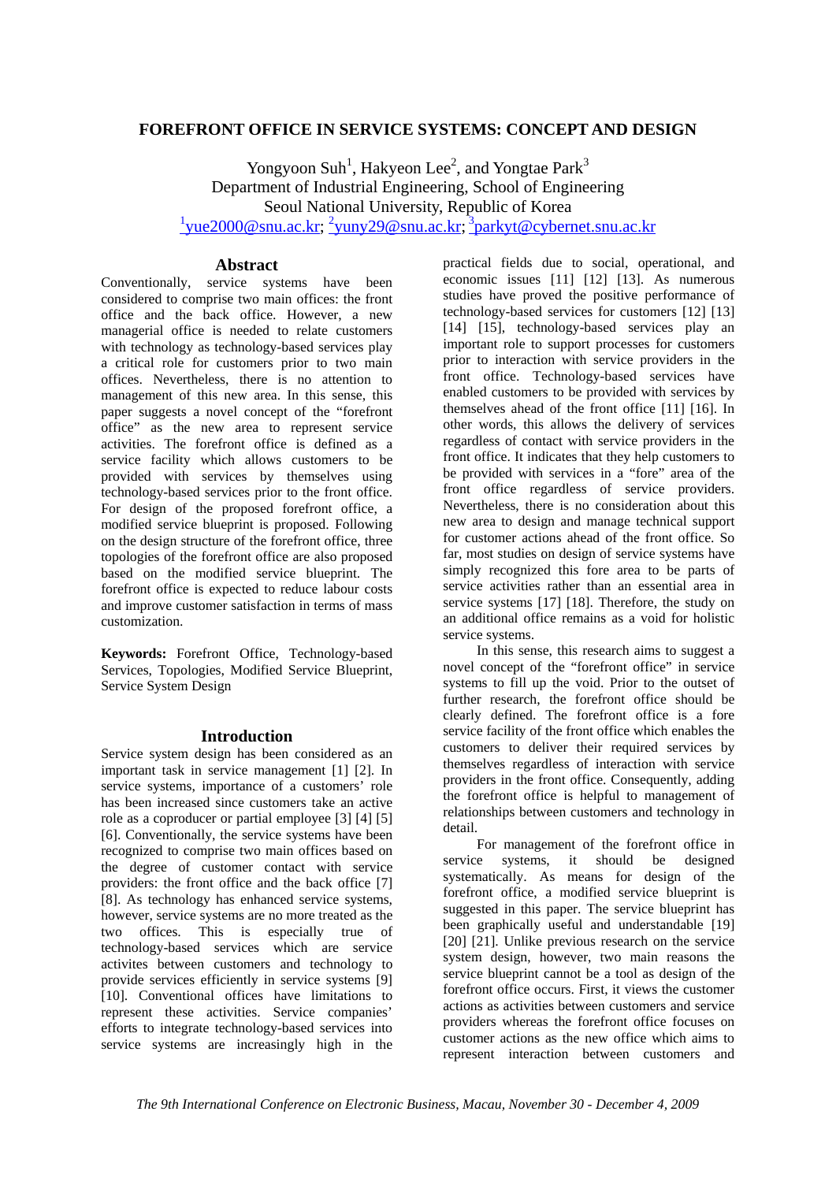# FOREFRONT OFFICE IN SERVICE SYSTEMS: CONCEPT AND DESIGN

Yongyoon Suh[1], Hakyeon Lee[2], and Yongtae Park[3]
Department of Industrial Engineering, School of Engineering
Seoul National University, Republic of Korea
[1]yue2000@snu.ac.kr; [2]yuny29@snu.ac.kr; [3]parkyt@cybernet.snu.ac.kr

## Abstract

Conventionally, service systems have been considered to comprise two main offices: the front office and the back office. However, a new managerial office is needed to relate customers with technology as technology-based services play a critical role for customers prior to two main offices. Nevertheless, there is no attention to management of this new area. In this sense, this paper suggests a novel concept of the "forefront office" as the new area to represent service activities. The forefront office is defined as a service facility which allows customers to be provided with services by themselves using technology-based services prior to the front office. For design of the proposed forefront office, a modified service blueprint is proposed. Following on the design structure of the forefront office, three topologies of the forefront office are also proposed based on the modified service blueprint. The forefront office is expected to reduce labour costs and improve customer satisfaction in terms of mass customization.

**Keywords:** Forefront Office, Technology-based Services, Topologies, Modified Service Blueprint, Service System Design

## Introduction

Service system design has been considered as an important task in service management [1] [2]. In service systems, importance of a customers' role has been increased since customers take an active role as a coproducer or partial employee [3] [4] [5] [6]. Conventionally, the service systems have been recognized to comprise two main offices based on the degree of customer contact with service providers: the front office and the back office [7] [8]. As technology has enhanced service systems, however, service systems are no more treated as the two offices. This is especially true of technology-based services which are service activites between customers and technology to provide services efficiently in service systems [9] [10]. Conventional offices have limitations to represent these activities. Service companies' efforts to integrate technology-based services into service systems are increasingly high in the practical fields due to social, operational, and economic issues [11] [12] [13]. As numerous studies have proved the positive performance of technology-based services for customers [12] [13] [14] [15], technology-based services play an important role to support processes for customers prior to interaction with service providers in the front office. Technology-based services have enabled customers to be provided with services by themselves ahead of the front office [11] [16]. In other words, this allows the delivery of services regardless of contact with service providers in the front office. It indicates that they help customers to be provided with services in a "fore" area of the front office regardless of service providers. Nevertheless, there is no consideration about this new area to design and manage technical support for customer actions ahead of the front office. So far, most studies on design of service systems have simply recognized this fore area to be parts of service activities rather than an essential area in service systems [17] [18]. Therefore, the study on an additional office remains as a void for holistic service systems.

In this sense, this research aims to suggest a novel concept of the "forefront office" in service systems to fill up the void. Prior to the outset of further research, the forefront office should be clearly defined. The forefront office is a fore service facility of the front office which enables the customers to deliver their required services by themselves regardless of interaction with service providers in the front office. Consequently, adding the forefront office is helpful to management of relationships between customers and technology in detail.

For management of the forefront office in service systems, it should be designed systematically. As means for design of the forefront office, a modified service blueprint is suggested in this paper. The service blueprint has been graphically useful and understandable [19] [20] [21]. Unlike previous research on the service system design, however, two main reasons the service blueprint cannot be a tool as design of the forefront office occurs. First, it views the customer actions as activities between customers and service providers whereas the forefront office focuses on customer actions as the new office which aims to represent interaction between customers and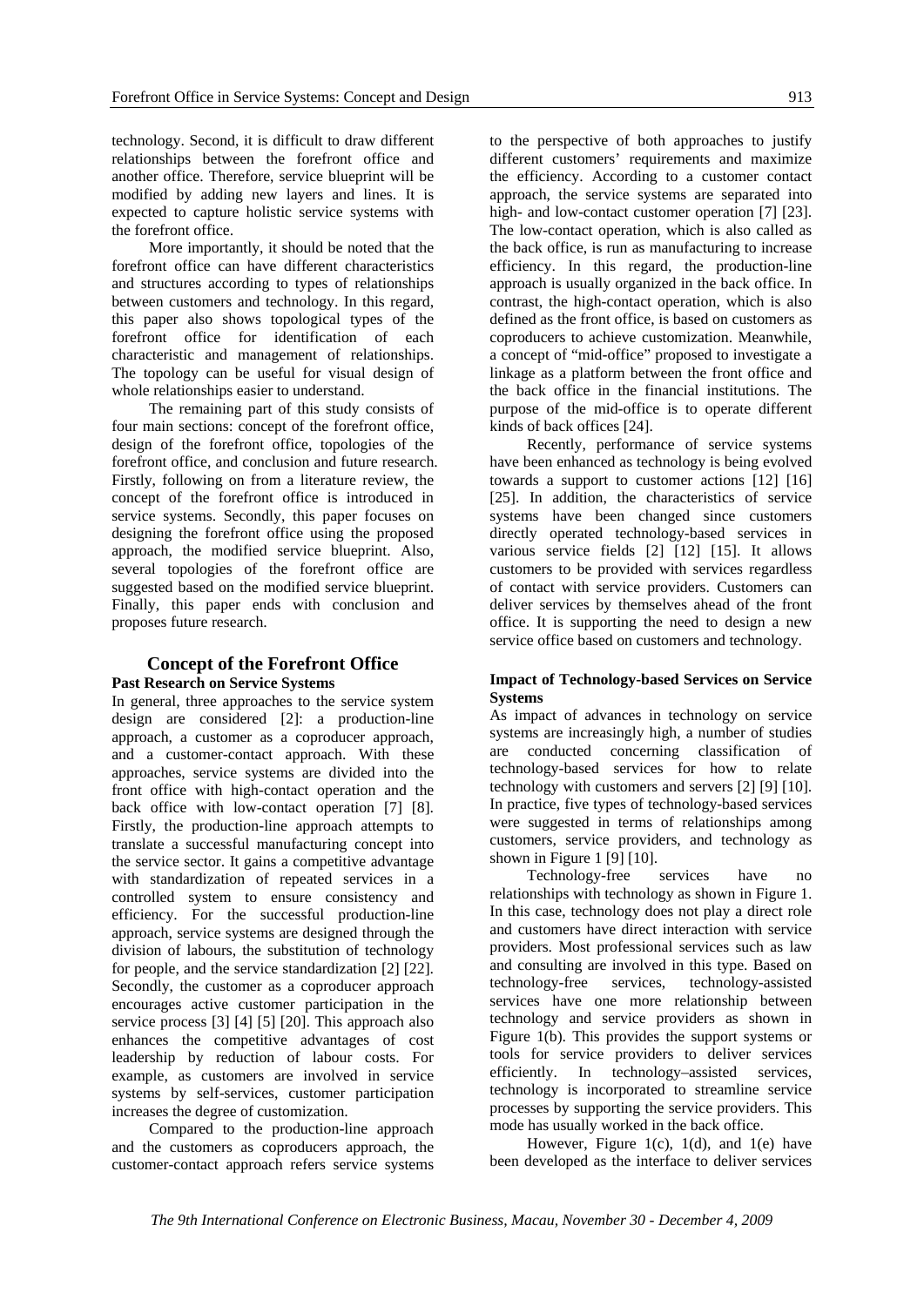technology. Second, it is difficult to draw different relationships between the forefront office and another office. Therefore, service blueprint will be modified by adding new layers and lines. It is expected to capture holistic service systems with the forefront office.

More importantly, it should be noted that the forefront office can have different characteristics and structures according to types of relationships between customers and technology. In this regard, this paper also shows topological types of the forefront office for identification of each characteristic and management of relationships. The topology can be useful for visual design of whole relationships easier to understand.

The remaining part of this study consists of four main sections: concept of the forefront office, design of the forefront office, topologies of the forefront office, and conclusion and future research. Firstly, following on from a literature review, the concept of the forefront office is introduced in service systems. Secondly, this paper focuses on designing the forefront office using the proposed approach, the modified service blueprint. Also, several topologies of the forefront office are suggested based on the modified service blueprint. Finally, this paper ends with conclusion and proposes future research.

## Concept of the Forefront Office

### Past Research on Service Systems

In general, three approaches to the service system design are considered [2]: a production-line approach, a customer as a coproducer approach, and a customer-contact approach. With these approaches, service systems are divided into the front office with high-contact operation and the back office with low-contact operation [7] [8]. Firstly, the production-line approach attempts to translate a successful manufacturing concept into the service sector. It gains a competitive advantage with standardization of repeated services in a controlled system to ensure consistency and efficiency. For the successful production-line approach, service systems are designed through the division of labours, the substitution of technology for people, and the service standardization [2] [22]. Secondly, the customer as a coproducer approach encourages active customer participation in the service process [3] [4] [5] [20]. This approach also enhances the competitive advantages of cost leadership by reduction of labour costs. For example, as customers are involved in service systems by self-services, customer participation increases the degree of customization.

Compared to the production-line approach and the customers as coproducers approach, the customer-contact approach refers service systems to the perspective of both approaches to justify different customers' requirements and maximize the efficiency. According to a customer contact approach, the service systems are separated into high- and low-contact customer operation [7] [23]. The low-contact operation, which is also called as the back office, is run as manufacturing to increase efficiency. In this regard, the production-line approach is usually organized in the back office. In contrast, the high-contact operation, which is also defined as the front office, is based on customers as coproducers to achieve customization. Meanwhile, a concept of "mid-office" proposed to investigate a linkage as a platform between the front office and the back office in the financial institutions. The purpose of the mid-office is to operate different kinds of back offices [24].

Recently, performance of service systems have been enhanced as technology is being evolved towards a support to customer actions [12] [16] [25]. In addition, the characteristics of service systems have been changed since customers directly operated technology-based services in various service fields [2] [12] [15]. It allows customers to be provided with services regardless of contact with service providers. Customers can deliver services by themselves ahead of the front office. It is supporting the need to design a new service office based on customers and technology.

### Impact of Technology-based Services on Service Systems

As impact of advances in technology on service systems are increasingly high, a number of studies are conducted concerning classification of technology-based services for how to relate technology with customers and servers [2] [9] [10]. In practice, five types of technology-based services were suggested in terms of relationships among customers, service providers, and technology as shown in Figure 1 [9] [10].

Technology-free services have no relationships with technology as shown in Figure 1. In this case, technology does not play a direct role and customers have direct interaction with service providers. Most professional services such as law and consulting are involved in this type. Based on technology-free services, technology-assisted services have one more relationship between technology and service providers as shown in Figure 1(b). This provides the support systems or tools for service providers to deliver services efficiently. In technology–assisted services, technology is incorporated to streamline service processes by supporting the service providers. This mode has usually worked in the back office.

However, Figure 1(c), 1(d), and 1(e) have been developed as the interface to deliver services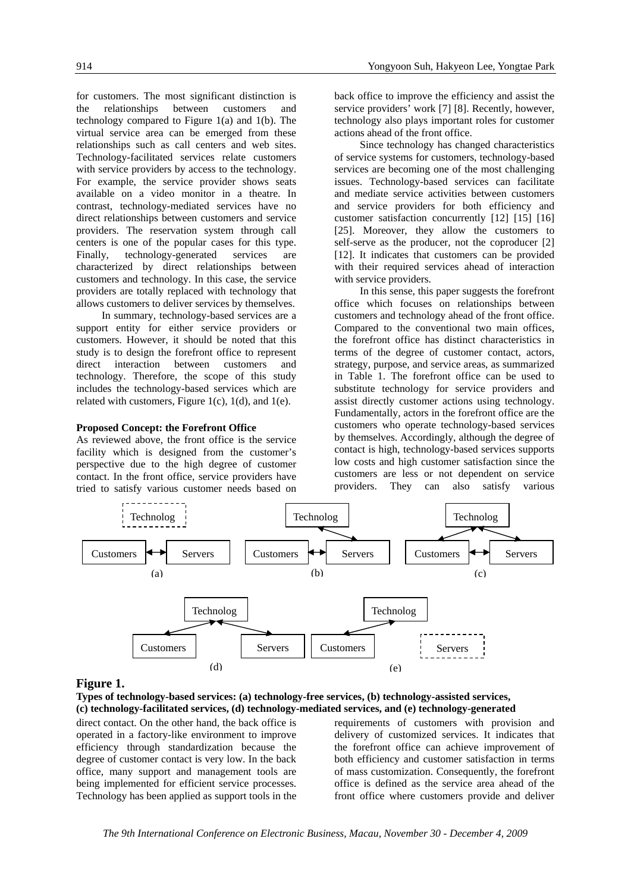for customers. The most significant distinction is the relationships between customers and technology compared to Figure 1(a) and 1(b). The virtual service area can be emerged from these relationships such as call centers and web sites. Technology-facilitated services relate customers with service providers by access to the technology. For example, the service provider shows seats available on a video monitor in a theatre. In contrast, technology-mediated services have no direct relationships between customers and service providers. The reservation system through call centers is one of the popular cases for this type. Finally, technology-generated services are characterized by direct relationships between customers and technology. In this case, the service providers are totally replaced with technology that allows customers to deliver services by themselves.

In summary, technology-based services are a support entity for either service providers or customers. However, it should be noted that this study is to design the forefront office to represent direct interaction between customers and technology. Therefore, the scope of this study includes the technology-based services which are related with customers, Figure 1(c), 1(d), and 1(e).

**Proposed Concept: the Forefront Office**

As reviewed above, the front office is the service facility which is designed from the customer's perspective due to the high degree of customer contact. In the front office, service providers have tried to satisfy various customer needs based on direct contact. On the other hand, the back office is operated in a factory-like environment to improve efficiency through standardization because the degree of customer contact is very low. In the back office, many support and management tools are being implemented for efficient service processes. Technology has been applied as support tools in the back office to improve the efficiency and assist the service providers' work [7] [8]. Recently, however, technology also plays important roles for customer actions ahead of the front office.

Since technology has changed characteristics of service systems for customers, technology-based services are becoming one of the most challenging issues. Technology-based services can facilitate and mediate service activities between customers and service providers for both efficiency and customer satisfaction concurrently [12] [15] [16] [25]. Moreover, they allow the customers to self-serve as the producer, not the coproducer [2] [12]. It indicates that customers can be provided with their required services ahead of interaction with service providers.

In this sense, this paper suggests the forefront office which focuses on relationships between customers and technology ahead of the front office. Compared to the conventional two main offices, the forefront office has distinct characteristics in terms of the degree of customer contact, actors, strategy, purpose, and service areas, as summarized in Table 1. The forefront office can be used to substitute technology for service providers and assist directly customer actions using technology. Fundamentally, actors in the forefront office are the customers who operate technology-based services by themselves. Accordingly, although the degree of contact is high, technology-based services supports low costs and high customer satisfaction since the customers are less or not dependent on service providers. They can also satisfy various requirements of customers with provision and delivery of customized services. It indicates that the forefront office can achieve improvement of both efficiency and customer satisfaction in terms of mass customization. Consequently, the forefront office is defined as the service area ahead of the front office where customers provide and deliver

**Figure 1.**

**Types of technology-based services: (a) technology-free services, (b) technology-assisted services, (c) technology-facilitated services, (d) technology-mediated services, and (e) technology-generated**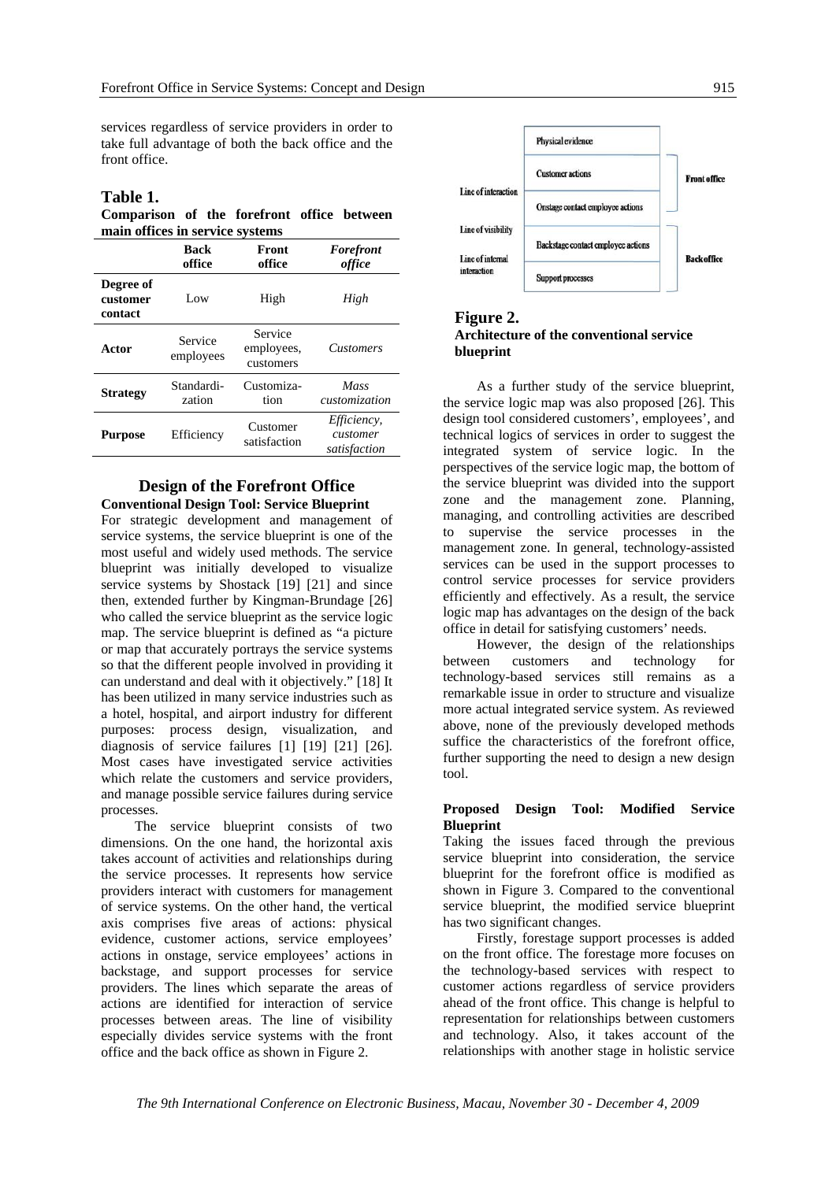services regardless of service providers in order to take full advantage of both the back office and the front office.

**Table 1.**
**Comparison of the forefront office between main offices in service systems**

| | Back office | Front office | *Forefront office* |
|---|---|---|---|
| **Degree of customer contact** | Low | High | *High* |
| **Actor** | Service employees | Service employees, customers | *Customers* |
| **Strategy** | Standardization | Customization | *Mass customization* |
| **Purpose** | Efficiency | Customer satisfaction | *Efficiency, customer satisfaction* |

## Design of the Forefront Office

### Conventional Design Tool: Service Blueprint

For strategic development and management of service systems, the service blueprint is one of the most useful and widely used methods. The service blueprint was initially developed to visualize service systems by Shostack [19] [21] and since then, extended further by Kingman-Brundage [26] who called the service blueprint as the service logic map. The service blueprint is defined as "a picture or map that accurately portrays the service systems so that the different people involved in providing it can understand and deal with it objectively." [18] It has been utilized in many service industries such as a hotel, hospital, and airport industry for different purposes: process design, visualization, and diagnosis of service failures [1] [19] [21] [26]. Most cases have investigated service activities which relate the customers and service providers, and manage possible service failures during service processes.

The service blueprint consists of two dimensions. On the one hand, the horizontal axis takes account of activities and relationships during the service processes. It represents how service providers interact with customers for management of service systems. On the other hand, the vertical axis comprises five areas of actions: physical evidence, customer actions, service employees' actions in onstage, service employees' actions in backstage, and support processes for service providers. The lines which separate the areas of actions are identified for interaction of service processes between areas. The line of visibility especially divides service systems with the front office and the back office as shown in Figure 2.

| | Areas of actions | |
|---|---|---|
| | Physical evidence | Front office |
| | Customer actions | Front office |
| Line of interaction | | |
| | Onstage contact employee actions | Front office |
| Line of visibility | | |
| | Backstage contact employee actions | Back office |
| Line of internal interaction | | |
| | Support processes | Back office |

**Figure 2.**
**Architecture of the conventional service blueprint**

As a further study of the service blueprint, the service logic map was also proposed [26]. This design tool considered customers', employees', and technical logics of services in order to suggest the integrated system of service logic. In the perspectives of the service logic map, the bottom of the service blueprint was divided into the support zone and the management zone. Planning, managing, and controlling activities are described to supervise the service processes in the management zone. In general, technology-assisted services can be used in the support processes to control service processes for service providers efficiently and effectively. As a result, the service logic map has advantages on the design of the back office in detail for satisfying customers' needs.

However, the design of the relationships between customers and technology for technology-based services still remains as a remarkable issue in order to structure and visualize more actual integrated service system. As reviewed above, none of the previously developed methods suffice the characteristics of the forefront office, further supporting the need to design a new design tool.

#### Proposed Design Tool: Modified Service Blueprint

Taking the issues faced through the previous service blueprint into consideration, the service blueprint for the forefront office is modified as shown in Figure 3. Compared to the conventional service blueprint, the modified service blueprint has two significant changes.

Firstly, forestage support processes is added on the front office. The forestage more focuses on the technology-based services with respect to customer actions regardless of service providers ahead of the front office. This change is helpful to representation for relationships between customers and technology. Also, it takes account of the relationships with another stage in holistic service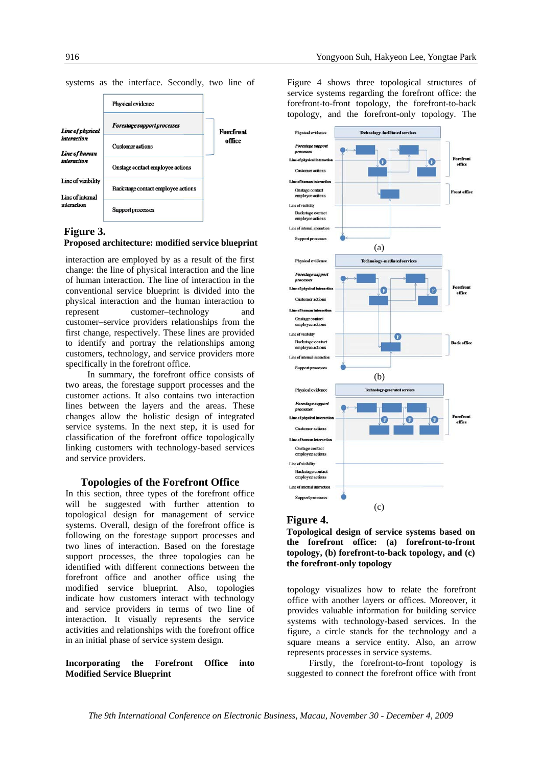systems as the interface. Secondly, two line of

**Figure 3.**
**Proposed architecture: modified service blueprint**

interaction are employed by as a result of the first change: the line of physical interaction and the line of human interaction. The line of interaction in the conventional service blueprint is divided into the physical interaction and the human interaction to represent customer–technology and customer–service providers relationships from the first change, respectively. These lines are provided to identify and portray the relationships among customers, technology, and service providers more specifically in the forefront office.

In summary, the forefront office consists of two areas, the forestage support processes and the customer actions. It also contains two interaction lines between the layers and the areas. These changes allow the holistic design of integrated service systems. In the next step, it is used for classification of the forefront office topologically linking customers with technology-based services and service providers.

## Topologies of the Forefront Office

In this section, three types of the forefront office will be suggested with further attention to topological design for management of service systems. Overall, design of the forefront office is following on the forestage support processes and two lines of interaction. Based on the forestage support processes, the three topologies can be identified with different connections between the forefront office and another office using the modified service blueprint. Also, topologies indicate how customers interact with technology and service providers in terms of two line of interaction. It visually represents the service activities and relationships with the forefront office in an initial phase of service system design.

**Incorporating the Forefront Office into Modified Service Blueprint**

Figure 4 shows three topological structures of service systems regarding the forefront office: the forefront-to-front topology, the forefront-to-back topology, and the forefront-only topology. The

**Figure 4.**
**Topological design of service systems based on the forefront office: (a) forefront-to-front topology, (b) forefront-to-back topology, and (c) the forefront-only topology**

topology visualizes how to relate the forefront office with another layers or offices. Moreover, it provides valuable information for building service systems with technology-based services. In the figure, a circle stands for the technology and a square means a service entity. Also, an arrow represents processes in service systems.

Firstly, the forefront-to-front topology is suggested to connect the forefront office with front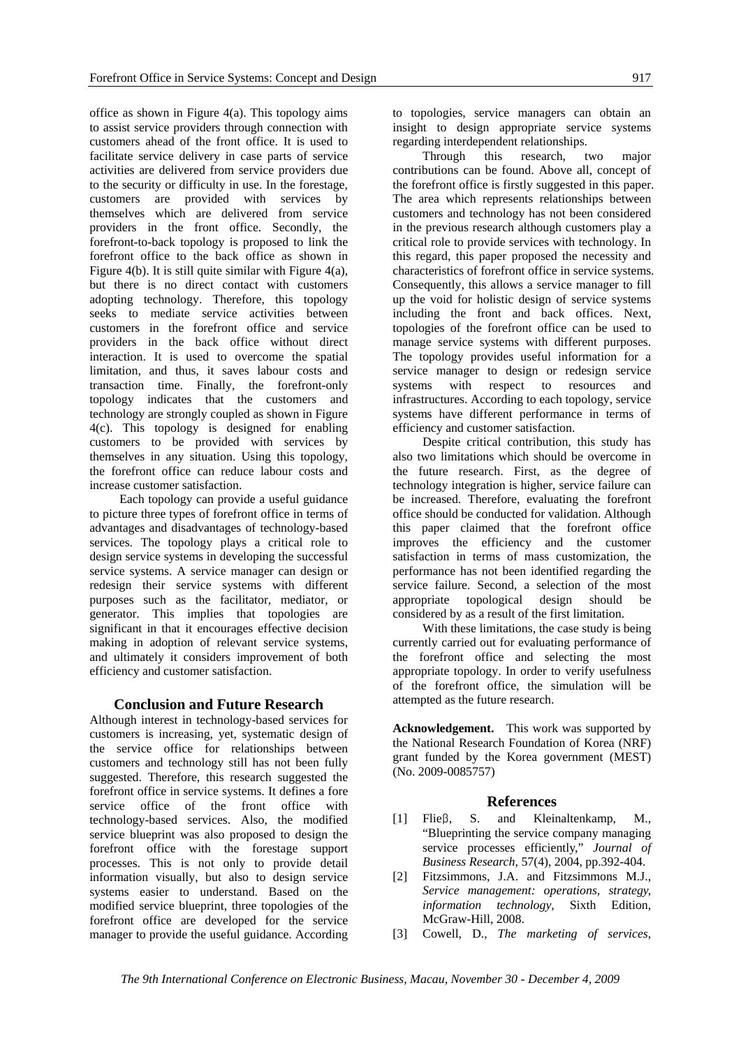office as shown in Figure 4(a). This topology aims to assist service providers through connection with customers ahead of the front office. It is used to facilitate service delivery in case parts of service activities are delivered from service providers due to the security or difficulty in use. In the forestage, customers are provided with services by themselves which are delivered from service providers in the front office. Secondly, the forefront-to-back topology is proposed to link the forefront office to the back office as shown in Figure 4(b). It is still quite similar with Figure 4(a), but there is no direct contact with customers adopting technology. Therefore, this topology seeks to mediate service activities between customers in the forefront office and service providers in the back office without direct interaction. It is used to overcome the spatial limitation, and thus, it saves labour costs and transaction time. Finally, the forefront-only topology indicates that the customers and technology are strongly coupled as shown in Figure 4(c). This topology is designed for enabling customers to be provided with services by themselves in any situation. Using this topology, the forefront office can reduce labour costs and increase customer satisfaction.

Each topology can provide a useful guidance to picture three types of forefront office in terms of advantages and disadvantages of technology-based services. The topology plays a critical role to design service systems in developing the successful service systems. A service manager can design or redesign their service systems with different purposes such as the facilitator, mediator, or generator. This implies that topologies are significant in that it encourages effective decision making in adoption of relevant service systems, and ultimately it considers improvement of both efficiency and customer satisfaction.

## Conclusion and Future Research

Although interest in technology-based services for customers is increasing, yet, systematic design of the service office for relationships between customers and technology still has not been fully suggested. Therefore, this research suggested the forefront office in service systems. It defines a fore service office of the front office with technology-based services. Also, the modified service blueprint was also proposed to design the forefront office with the forestage support processes. This is not only to provide detail information visually, but also to design service systems easier to understand. Based on the modified service blueprint, three topologies of the forefront office are developed for the service manager to provide the useful guidance. According to topologies, service managers can obtain an insight to design appropriate service systems regarding interdependent relationships.

Through this research, two major contributions can be found. Above all, concept of the forefront office is firstly suggested in this paper. The area which represents relationships between customers and technology has not been considered in the previous research although customers play a critical role to provide services with technology. In this regard, this paper proposed the necessity and characteristics of forefront office in service systems. Consequently, this allows a service manager to fill up the void for holistic design of service systems including the front and back offices. Next, topologies of the forefront office can be used to manage service systems with different purposes. The topology provides useful information for a service manager to design or redesign service systems with respect to resources and infrastructures. According to each topology, service systems have different performance in terms of efficiency and customer satisfaction.

Despite critical contribution, this study has also two limitations which should be overcome in the future research. First, as the degree of technology integration is higher, service failure can be increased. Therefore, evaluating the forefront office should be conducted for validation. Although this paper claimed that the forefront office improves the efficiency and the customer satisfaction in terms of mass customization, the performance has not been identified regarding the service failure. Second, a selection of the most appropriate topological design should be considered by as a result of the first limitation.

With these limitations, the case study is being currently carried out for evaluating performance of the forefront office and selecting the most appropriate topology. In order to verify usefulness of the forefront office, the simulation will be attempted as the future research.

**Acknowledgement.** This work was supported by the National Research Foundation of Korea (NRF) grant funded by the Korea government (MEST) (No. 2009-0085757)

## References

[1] Flieβ, S. and Kleinaltenkamp, M., "Blueprinting the service company managing service processes efficiently," *Journal of Business Research*, 57(4), 2004, pp.392-404.

[2] Fitzsimmons, J.A. and Fitzsimmons M.J., *Service management: operations, strategy, information technology*, Sixth Edition, McGraw-Hill, 2008.

[3] Cowell, D., *The marketing of services*,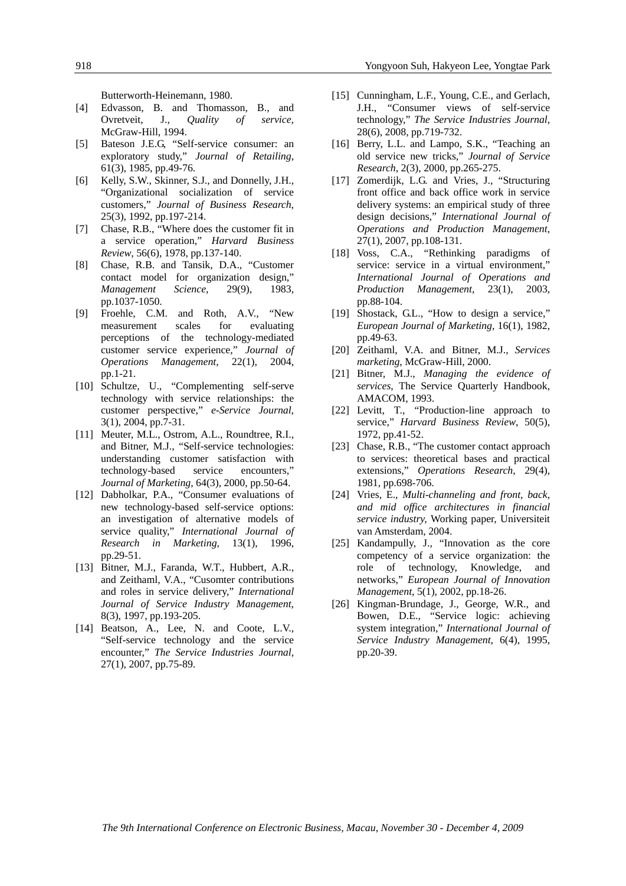Butterworth-Heinemann, 1980.

[4] Edvasson, B. and Thomasson, B., and Ovretveit, J., *Quality of service*, McGraw-Hill, 1994.

[5] Bateson J.E.G, "Self-service consumer: an exploratory study," *Journal of Retailing*, 61(3), 1985, pp.49-76.

[6] Kelly, S.W., Skinner, S.J., and Donnelly, J.H., "Organizational socialization of service customers," *Journal of Business Research*, 25(3), 1992, pp.197-214.

[7] Chase, R.B., "Where does the customer fit in a service operation," *Harvard Business Review*, 56(6), 1978, pp.137-140.

[8] Chase, R.B. and Tansik, D.A., "Customer contact model for organization design," *Management Science*, 29(9), 1983, pp.1037-1050.

[9] Froehle, C.M. and Roth, A.V., "New measurement scales for evaluating perceptions of the technology-mediated customer service experience," *Journal of Operations Management*, 22(1), 2004, pp.1-21.

[10] Schultze, U., "Complementing self-serve technology with service relationships: the customer perspective," *e-Service Journal*, 3(1), 2004, pp.7-31.

[11] Meuter, M.L., Ostrom, A.L., Roundtree, R.I., and Bitner, M.J., "Self-service technologies: understanding customer satisfaction with technology-based service encounters," *Journal of Marketing*, 64(3), 2000, pp.50-64.

[12] Dabholkar, P.A., "Consumer evaluations of new technology-based self-service options: an investigation of alternative models of service quality," *International Journal of Research in Marketing*, 13(1), 1996, pp.29-51.

[13] Bitner, M.J., Faranda, W.T., Hubbert, A.R., and Zeithaml, V.A., "Cusomter contributions and roles in service delivery," *International Journal of Service Industry Management*, 8(3), 1997, pp.193-205.

[14] Beatson, A., Lee, N. and Coote, L.V., "Self-service technology and the service encounter," *The Service Industries Journal*, 27(1), 2007, pp.75-89.

[15] Cunningham, L.F., Young, C.E., and Gerlach, J.H., "Consumer views of self-service technology," *The Service Industries Journal*, 28(6), 2008, pp.719-732.

[16] Berry, L.L. and Lampo, S.K., "Teaching an old service new tricks," *Journal of Service Research*, 2(3), 2000, pp.265-275.

[17] Zomerdijk, L.G. and Vries, J., "Structuring front office and back office work in service delivery systems: an empirical study of three design decisions," *International Journal of Operations and Production Management*, 27(1), 2007, pp.108-131.

[18] Voss, C.A., "Rethinking paradigms of service: service in a virtual environment," *International Journal of Operations and Production Management*, 23(1), 2003, pp.88-104.

[19] Shostack, G.L., "How to design a service," *European Journal of Marketing*, 16(1), 1982, pp.49-63.

[20] Zeithaml, V.A. and Bitner, M.J., *Services marketing*, McGraw-Hill, 2000.

[21] Bitner, M.J., *Managing the evidence of services*, The Service Quarterly Handbook, AMACOM, 1993.

[22] Levitt, T., "Production-line approach to service," *Harvard Business Review*, 50(5), 1972, pp.41-52.

[23] Chase, R.B., "The customer contact approach to services: theoretical bases and practical extensions," *Operations Research*, 29(4), 1981, pp.698-706.

[24] Vries, E., *Multi-channeling and front, back, and mid office architectures in financial service industry*, Working paper, Universiteit van Amsterdam, 2004.

[25] Kandampully, J., "Innovation as the core competency of a service organization: the role of technology, Knowledge, and networks," *European Journal of Innovation Management*, 5(1), 2002, pp.18-26.

[26] Kingman-Brundage, J., George, W.R., and Bowen, D.E., "Service logic: achieving system integration," *International Journal of Service Industry Management*, 6(4), 1995, pp.20-39.